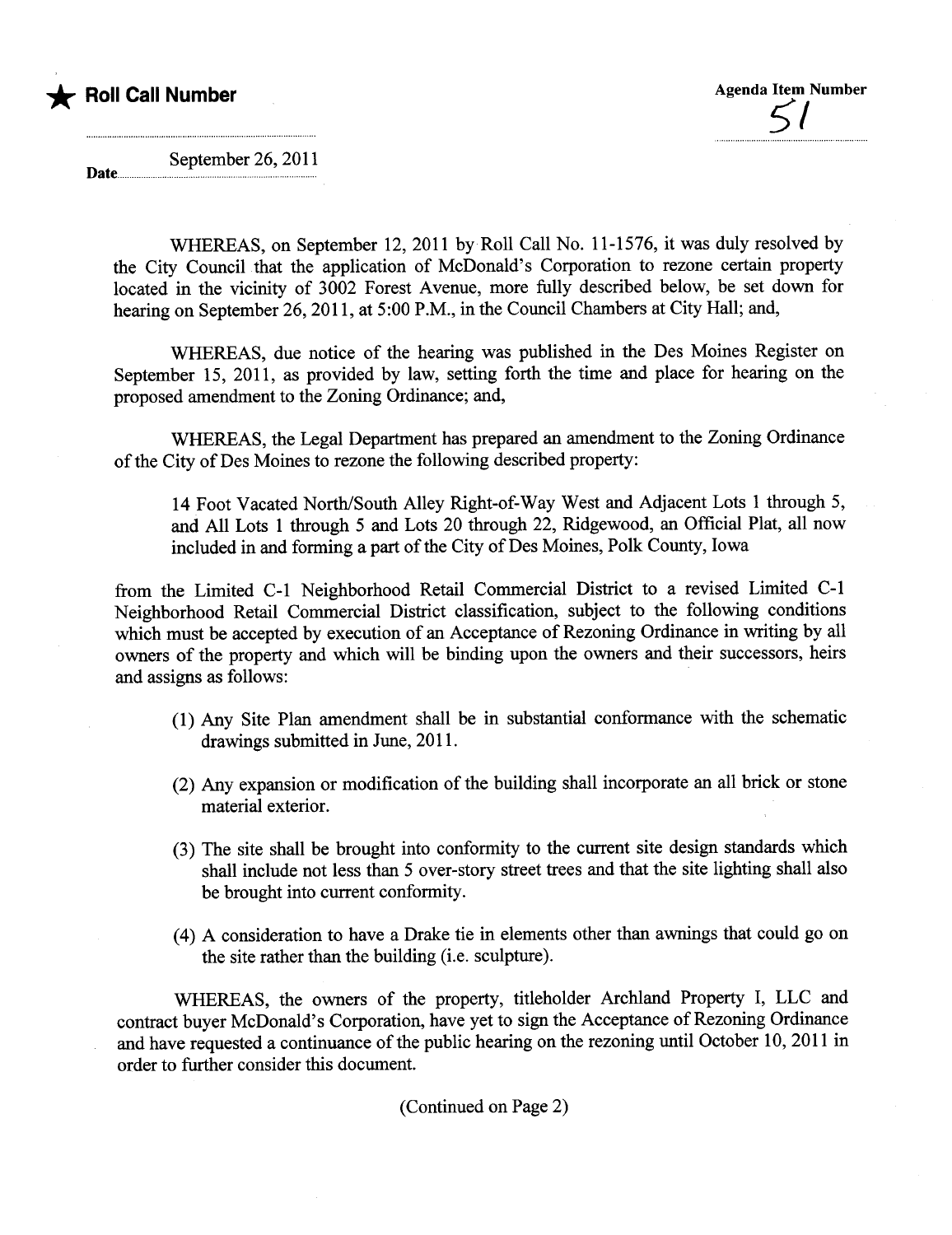★ **Roll Call Number**

**Agenda Item Number**
51

**Date** September 26, 2011

WHEREAS, on September 12, 2011 by Roll Call No. 11-1576, it was duly resolved by the City Council that the application of McDonald's Corporation to rezone certain property located in the vicinity of 3002 Forest Avenue, more fully described below, be set down for hearing on September 26, 2011, at 5:00 P.M., in the Council Chambers at City Hall; and,

WHEREAS, due notice of the hearing was published in the Des Moines Register on September 15, 2011, as provided by law, setting forth the time and place for hearing on the proposed amendment to the Zoning Ordinance; and,

WHEREAS, the Legal Department has prepared an amendment to the Zoning Ordinance of the City of Des Moines to rezone the following described property:

> 14 Foot Vacated North/South Alley Right-of-Way West and Adjacent Lots 1 through 5, and All Lots 1 through 5 and Lots 20 through 22, Ridgewood, an Official Plat, all now included in and forming a part of the City of Des Moines, Polk County, Iowa

from the Limited C-1 Neighborhood Retail Commercial District to a revised Limited C-1 Neighborhood Retail Commercial District classification, subject to the following conditions which must be accepted by execution of an Acceptance of Rezoning Ordinance in writing by all owners of the property and which will be binding upon the owners and their successors, heirs and assigns as follows:

(1) Any Site Plan amendment shall be in substantial conformance with the schematic drawings submitted in June, 2011.

(2) Any expansion or modification of the building shall incorporate an all brick or stone material exterior.

(3) The site shall be brought into conformity to the current site design standards which shall include not less than 5 over-story street trees and that the site lighting shall also be brought into current conformity.

(4) A consideration to have a Drake tie in elements other than awnings that could go on the site rather than the building (i.e. sculpture).

WHEREAS, the owners of the property, titleholder Archland Property I, LLC and contract buyer McDonald's Corporation, have yet to sign the Acceptance of Rezoning Ordinance and have requested a continuance of the public hearing on the rezoning until October 10, 2011 in order to further consider this document.

(Continued on Page 2)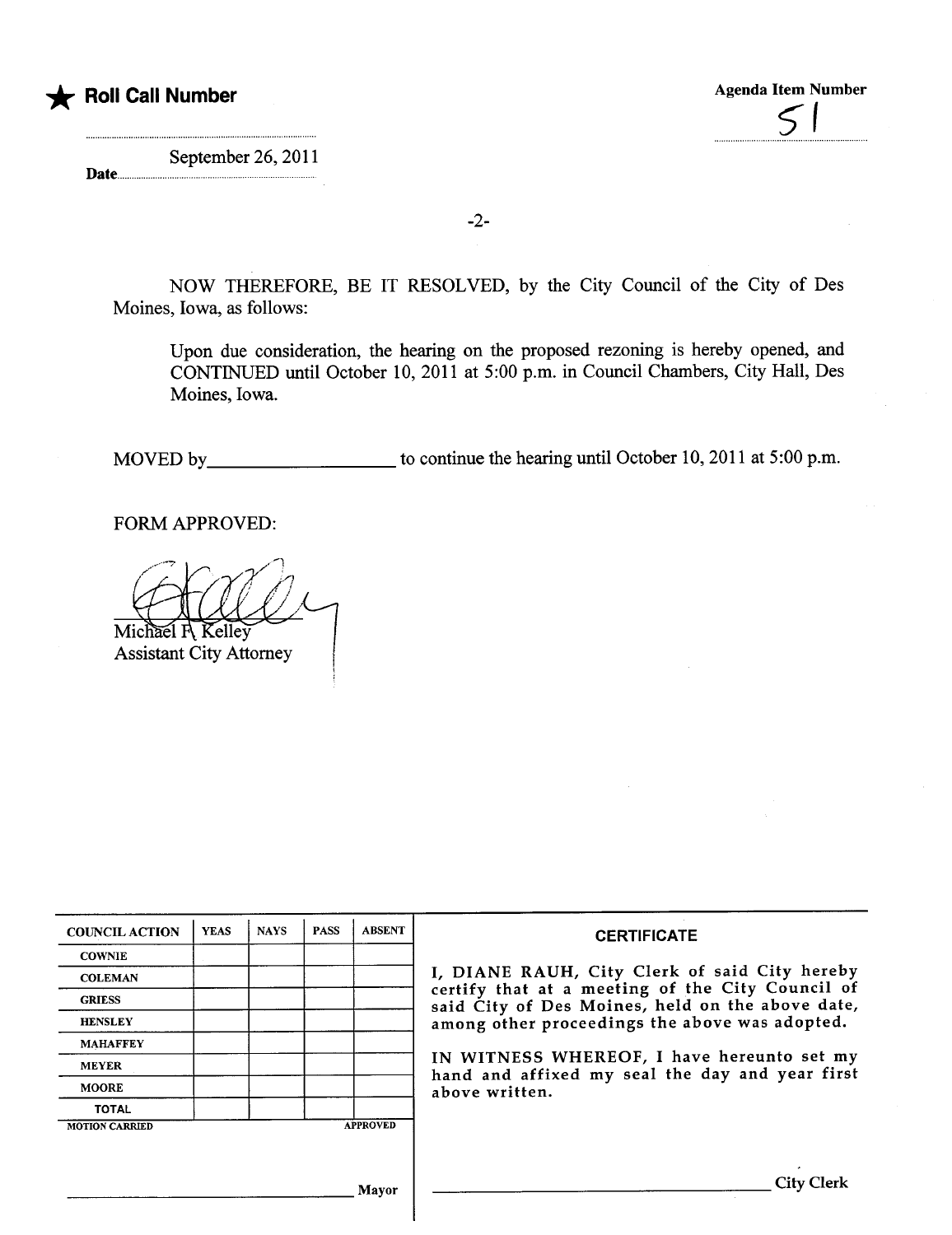★ **Roll Call Number**

**Agenda Item Number**

51

**Date** September 26, 2011

-2-

NOW THEREFORE, BE IT RESOLVED, by the City Council of the City of Des Moines, Iowa, as follows:

> Upon due consideration, the hearing on the proposed rezoning is hereby opened, and CONTINUED until October 10, 2011 at 5:00 p.m. in Council Chambers, City Hall, Des Moines, Iowa.

MOVED by____________________ to continue the hearing until October 10, 2011 at 5:00 p.m.

FORM APPROVED:

Michael F. Kelley
Assistant City Attorney

| COUNCIL ACTION | YEAS | NAYS | PASS | ABSENT |
|---|---|---|---|---|
| COWNIE | | | | |
| COLEMAN | | | | |
| GRIESS | | | | |
| HENSLEY | | | | |
| MAHAFFEY | | | | |
| MEYER | | | | |
| MOORE | | | | |
| TOTAL | | | | |

MOTION CARRIED APPROVED

______________________________ Mayor

**CERTIFICATE**

I, DIANE RAUH, City Clerk of said City hereby certify that at a meeting of the City Council of said City of Des Moines, held on the above date, among other proceedings the above was adopted.

IN WITNESS WHEREOF, I have hereunto set my hand and affixed my seal the day and year first above written.

______________________________ City Clerk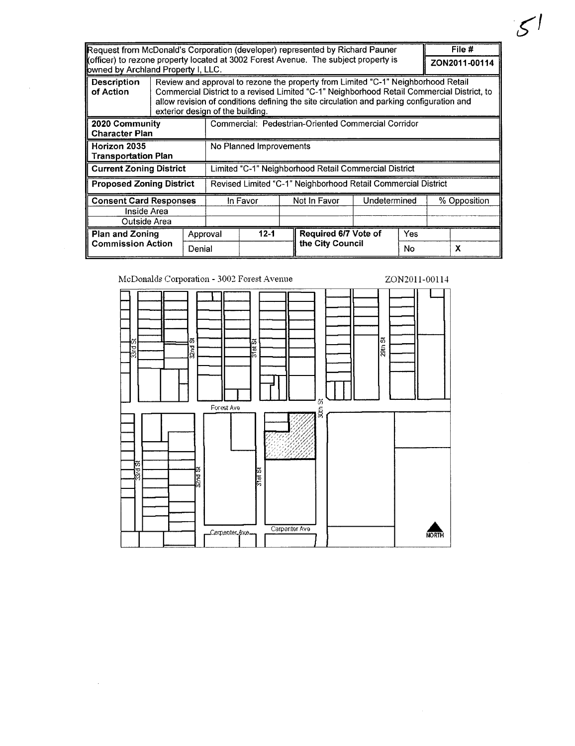| Request from McDonald's Corporation (developer) represented by Richard Pauner (officer) to rezone property located at 3002 Forest Avenue. The subject property is owned by Archland Property I, LLC. | | | | | | | File # |
|---|---|---|---|---|---|---|---|
| | | | | | | | ZON2011-00114 |
| **Description of Action** | Review and approval to rezone the property from Limited "C-1" Neighborhood Retail Commercial District to a revised Limited "C-1" Neighborhood Retail Commercial District, to allow revision of conditions defining the site circulation and parking configuration and exterior design of the building. | | | | | | |
| **2020 Community Character Plan** | Commercial: Pedestrian-Oriented Commercial Corridor | | | | | | |
| **Horizon 2035 Transportation Plan** | No Planned Improvements | | | | | | |
| **Current Zoning District** | Limited "C-1" Neighborhood Retail Commercial District | | | | | | |
| **Proposed Zoning District** | Revised Limited "C-1" Neighborhood Retail Commercial District | | | | | | |
| **Consent Card Responses** | In Favor | | Not In Favor | Undetermined | | % Opposition | |
| Inside Area | | | | | | | |
| Outside Area | | | | | | | |
| **Plan and Zoning Commission Action** | Approval | 12-1 | **Required 6/7 Vote of the City Council** | Yes | | | |
| | Denial | | | No | | X | |

McDonalds Corporation - 3002 Forest Avenue ZON2011-00114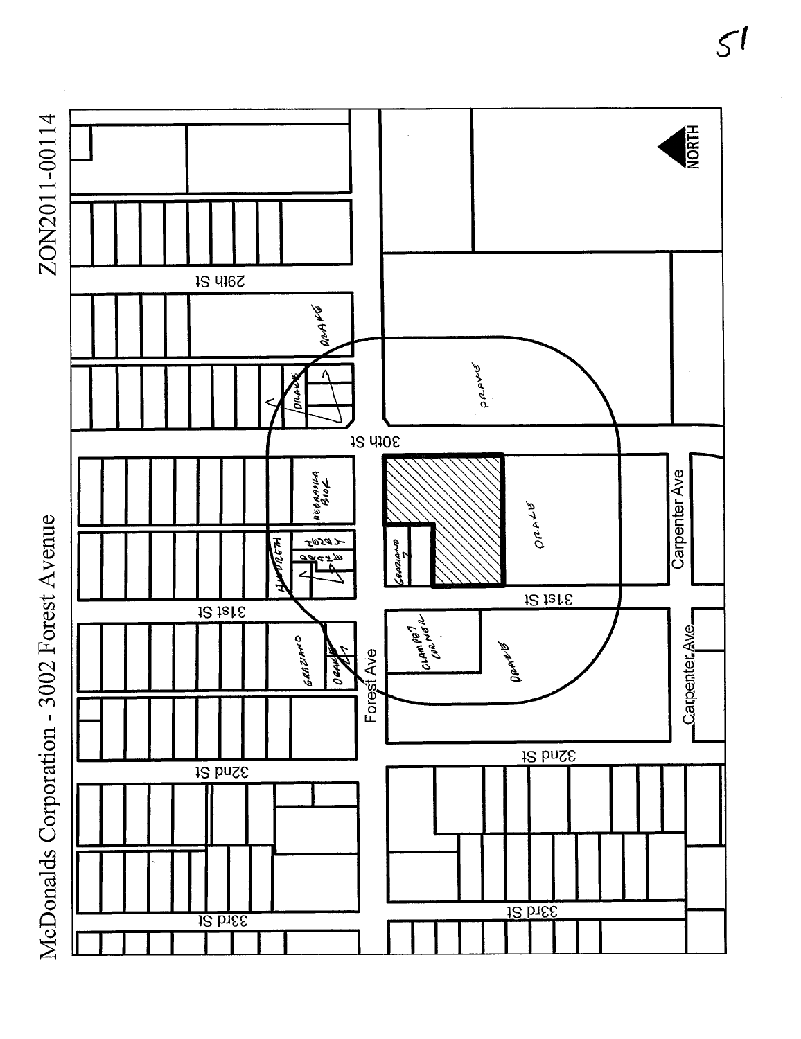# McDonalds Corporation - 3002 Forest Avenue

ZON2011-00114

NORTH

29th St

30th St

31st St

32nd St

33rd St

Forest Ave

Carpenter Ave

DRAKE

NEBRASKA BOOK

GRAZIANO

CLAMPET CORNER

HUDRETH

DRAKE

51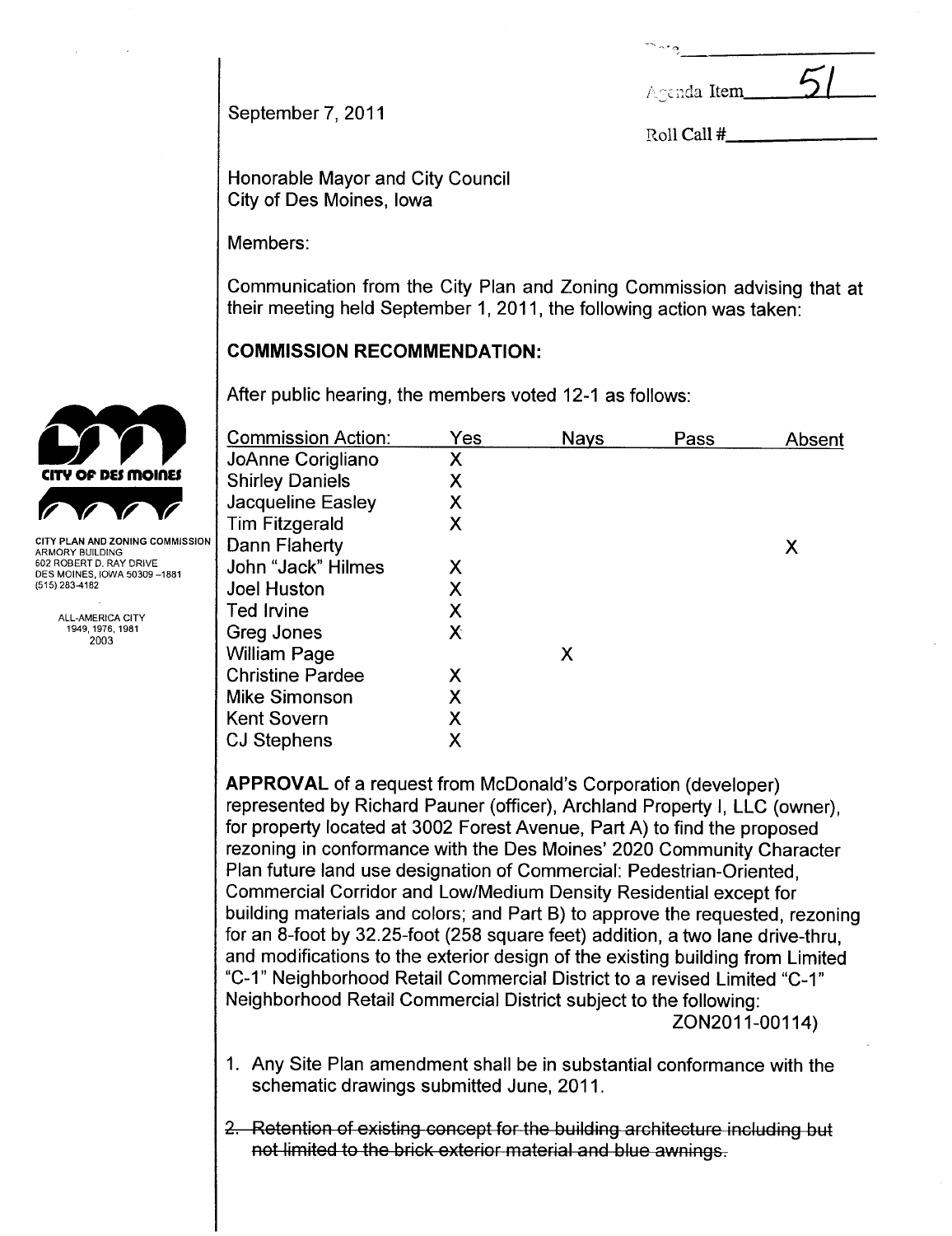Date\_\_\_\_\_\_\_\_\_\_\_\_\_\_\_\_

Agenda Item 51

Roll Call #\_\_\_\_\_\_\_\_\_\_\_\_\_\_\_\_

September 7, 2011

CITY PLAN AND ZONING COMMISSION
ARMORY BUILDING
602 ROBERT D. RAY DRIVE
DES MOINES, IOWA 50309-1881
(515) 283-4182

ALL-AMERICA CITY
1949, 1976, 1981
2003

Honorable Mayor and City Council
City of Des Moines, Iowa

Members:

Communication from the City Plan and Zoning Commission advising that at their meeting held September 1, 2011, the following action was taken:

## COMMISSION RECOMMENDATION:

After public hearing, the members voted 12-1 as follows:

| Commission Action: | Yes | Nays | Pass | Absent |
|---|---|---|---|---|
| JoAnne Corigliano | X | | | |
| Shirley Daniels | X | | | |
| Jacqueline Easley | X | | | |
| Tim Fitzgerald | X | | | |
| Dann Flaherty | | | | X |
| John "Jack" Hilmes | X | | | |
| Joel Huston | X | | | |
| Ted Irvine | X | | | |
| Greg Jones | X | | | |
| William Page | | X | | |
| Christine Pardee | X | | | |
| Mike Simonson | X | | | |
| Kent Sovern | X | | | |
| CJ Stephens | X | | | |

**APPROVAL** of a request from McDonald's Corporation (developer) represented by Richard Pauner (officer), Archland Property I, LLC (owner), for property located at 3002 Forest Avenue, Part A) to find the proposed rezoning in conformance with the Des Moines' 2020 Community Character Plan future land use designation of Commercial: Pedestrian-Oriented, Commercial Corridor and Low/Medium Density Residential except for building materials and colors; and Part B) to approve the requested, rezoning for an 8-foot by 32.25-foot (258 square feet) addition, a two lane drive-thru, and modifications to the exterior design of the existing building from Limited "C-1" Neighborhood Retail Commercial District to a revised Limited "C-1" Neighborhood Retail Commercial District subject to the following:
ZON2011-00114)

1. Any Site Plan amendment shall be in substantial conformance with the schematic drawings submitted June, 2011.
2. ~~Retention of existing concept for the building architecture including but not limited to the brick exterior material and blue awnings.~~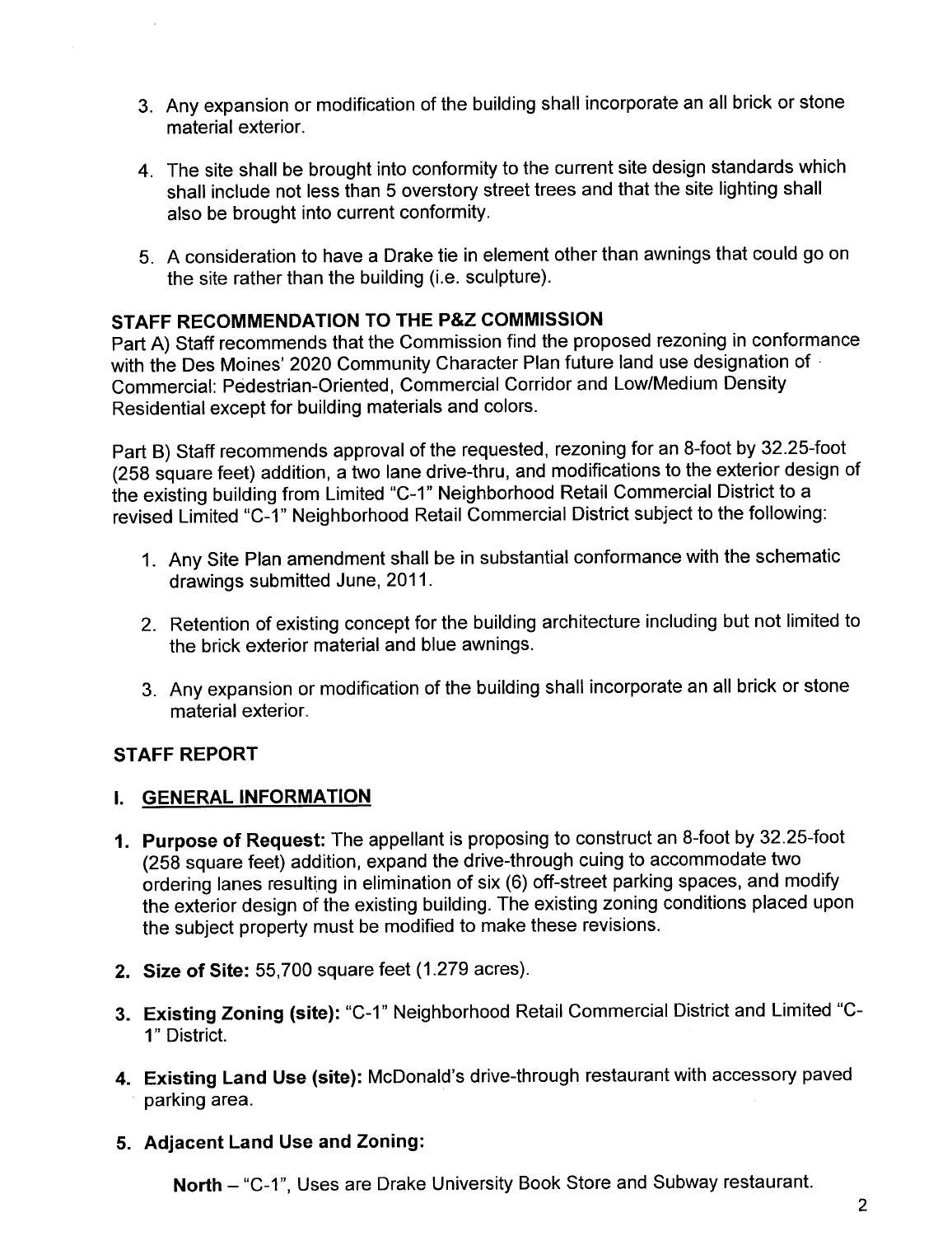3. Any expansion or modification of the building shall incorporate an all brick or stone material exterior.

4. The site shall be brought into conformity to the current site design standards which shall include not less than 5 overstory street trees and that the site lighting shall also be brought into current conformity.

5. A consideration to have a Drake tie in element other than awnings that could go on the site rather than the building (i.e. sculpture).

## STAFF RECOMMENDATION TO THE P&Z COMMISSION

Part A) Staff recommends that the Commission find the proposed rezoning in conformance with the Des Moines' 2020 Community Character Plan future land use designation of Commercial: Pedestrian-Oriented, Commercial Corridor and Low/Medium Density Residential except for building materials and colors.

Part B) Staff recommends approval of the requested, rezoning for an 8-foot by 32.25-foot (258 square feet) addition, a two lane drive-thru, and modifications to the exterior design of the existing building from Limited "C-1" Neighborhood Retail Commercial District to a revised Limited "C-1" Neighborhood Retail Commercial District subject to the following:

1. Any Site Plan amendment shall be in substantial conformance with the schematic drawings submitted June, 2011.

2. Retention of existing concept for the building architecture including but not limited to the brick exterior material and blue awnings.

3. Any expansion or modification of the building shall incorporate an all brick or stone material exterior.

## STAFF REPORT

### I. GENERAL INFORMATION

1. **Purpose of Request:** The appellant is proposing to construct an 8-foot by 32.25-foot (258 square feet) addition, expand the drive-through cuing to accommodate two ordering lanes resulting in elimination of six (6) off-street parking spaces, and modify the exterior design of the existing building. The existing zoning conditions placed upon the subject property must be modified to make these revisions.

2. **Size of Site:** 55,700 square feet (1.279 acres).

3. **Existing Zoning (site):** "C-1" Neighborhood Retail Commercial District and Limited "C-1" District.

4. **Existing Land Use (site):** McDonald's drive-through restaurant with accessory paved parking area.

5. **Adjacent Land Use and Zoning:**

   **North** – "C-1", Uses are Drake University Book Store and Subway restaurant.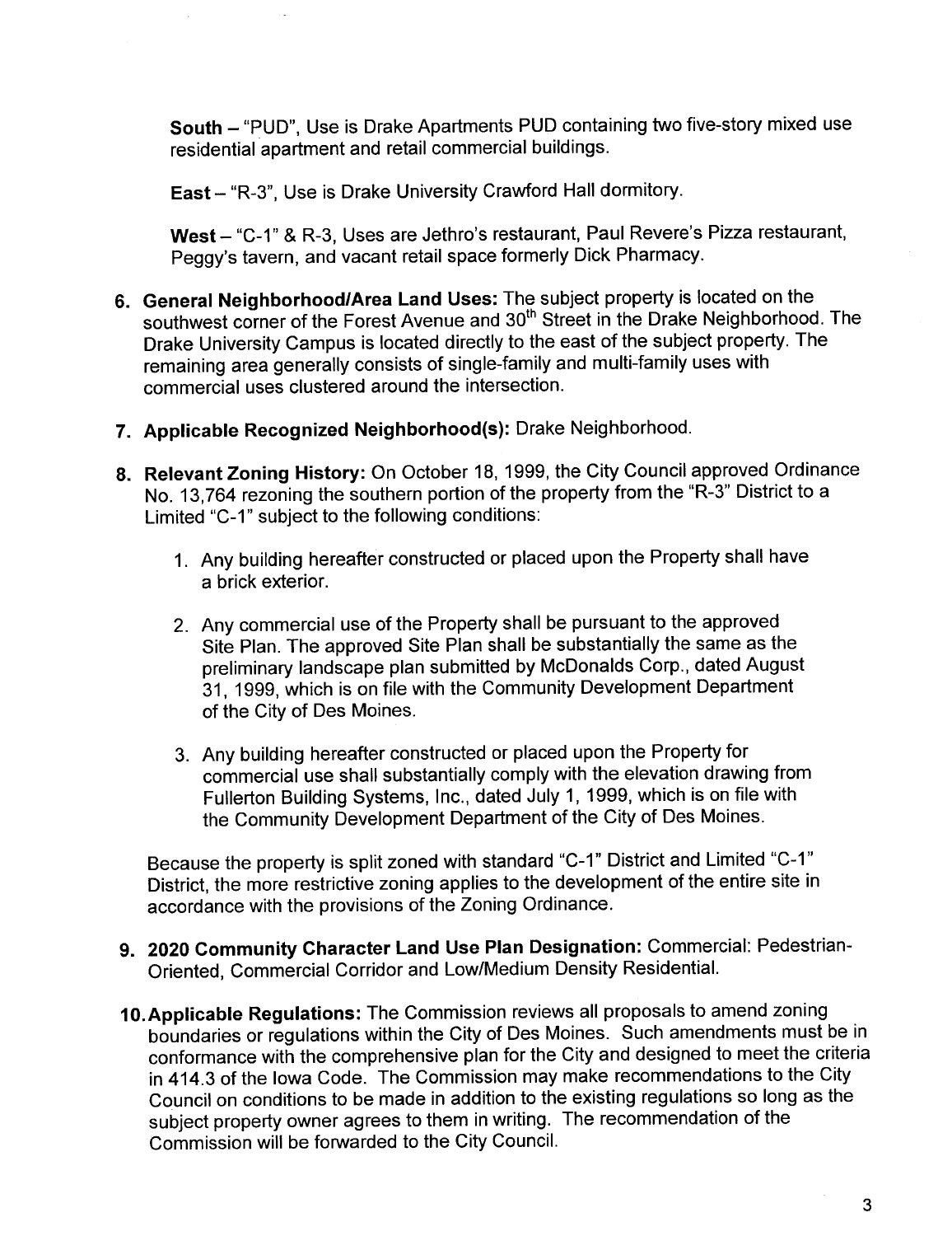**South** – "PUD", Use is Drake Apartments PUD containing two five-story mixed use residential apartment and retail commercial buildings.

**East** – "R-3", Use is Drake University Crawford Hall dormitory.

**West** – "C-1" & R-3, Uses are Jethro's restaurant, Paul Revere's Pizza restaurant, Peggy's tavern, and vacant retail space formerly Dick Pharmacy.

6. **General Neighborhood/Area Land Uses:** The subject property is located on the southwest corner of the Forest Avenue and 30th Street in the Drake Neighborhood. The Drake University Campus is located directly to the east of the subject property. The remaining area generally consists of single-family and multi-family uses with commercial uses clustered around the intersection.

7. **Applicable Recognized Neighborhood(s):** Drake Neighborhood.

8. **Relevant Zoning History:** On October 18, 1999, the City Council approved Ordinance No. 13,764 rezoning the southern portion of the property from the "R-3" District to a Limited "C-1" subject to the following conditions:

   1. Any building hereafter constructed or placed upon the Property shall have a brick exterior.

   2. Any commercial use of the Property shall be pursuant to the approved Site Plan. The approved Site Plan shall be substantially the same as the preliminary landscape plan submitted by McDonalds Corp., dated August 31, 1999, which is on file with the Community Development Department of the City of Des Moines.

   3. Any building hereafter constructed or placed upon the Property for commercial use shall substantially comply with the elevation drawing from Fullerton Building Systems, Inc., dated July 1, 1999, which is on file with the Community Development Department of the City of Des Moines.

   Because the property is split zoned with standard "C-1" District and Limited "C-1" District, the more restrictive zoning applies to the development of the entire site in accordance with the provisions of the Zoning Ordinance.

9. **2020 Community Character Land Use Plan Designation:** Commercial: Pedestrian-Oriented, Commercial Corridor and Low/Medium Density Residential.

10. **Applicable Regulations:** The Commission reviews all proposals to amend zoning boundaries or regulations within the City of Des Moines. Such amendments must be in conformance with the comprehensive plan for the City and designed to meet the criteria in 414.3 of the Iowa Code. The Commission may make recommendations to the City Council on conditions to be made in addition to the existing regulations so long as the subject property owner agrees to them in writing. The recommendation of the Commission will be forwarded to the City Council.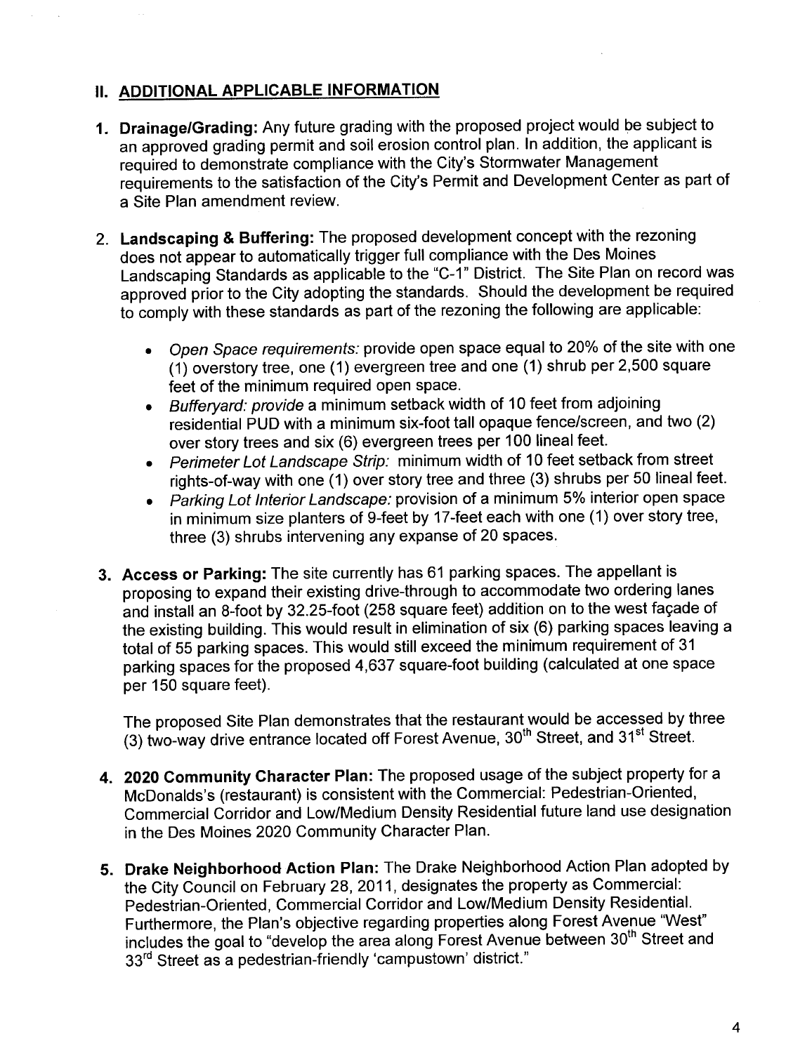## II. ADDITIONAL APPLICABLE INFORMATION

1. **Drainage/Grading:** Any future grading with the proposed project would be subject to an approved grading permit and soil erosion control plan. In addition, the applicant is required to demonstrate compliance with the City's Stormwater Management requirements to the satisfaction of the City's Permit and Development Center as part of a Site Plan amendment review.

2. **Landscaping & Buffering:** The proposed development concept with the rezoning does not appear to automatically trigger full compliance with the Des Moines Landscaping Standards as applicable to the "C-1" District. The Site Plan on record was approved prior to the City adopting the standards. Should the development be required to comply with these standards as part of the rezoning the following are applicable:

   - *Open Space requirements:* provide open space equal to 20% of the site with one (1) overstory tree, one (1) evergreen tree and one (1) shrub per 2,500 square feet of the minimum required open space.
   - *Bufferyard: provide* a minimum setback width of 10 feet from adjoining residential PUD with a minimum six-foot tall opaque fence/screen, and two (2) over story trees and six (6) evergreen trees per 100 lineal feet.
   - *Perimeter Lot Landscape Strip:* minimum width of 10 feet setback from street rights-of-way with one (1) over story tree and three (3) shrubs per 50 lineal feet.
   - *Parking Lot Interior Landscape:* provision of a minimum 5% interior open space in minimum size planters of 9-feet by 17-feet each with one (1) over story tree, three (3) shrubs intervening any expanse of 20 spaces.

3. **Access or Parking:** The site currently has 61 parking spaces. The appellant is proposing to expand their existing drive-through to accommodate two ordering lanes and install an 8-foot by 32.25-foot (258 square feet) addition on to the west façade of the existing building. This would result in elimination of six (6) parking spaces leaving a total of 55 parking spaces. This would still exceed the minimum requirement of 31 parking spaces for the proposed 4,637 square-foot building (calculated at one space per 150 square feet).

   The proposed Site Plan demonstrates that the restaurant would be accessed by three (3) two-way drive entrance located off Forest Avenue, 30th Street, and 31st Street.

4. **2020 Community Character Plan:** The proposed usage of the subject property for a McDonalds's (restaurant) is consistent with the Commercial: Pedestrian-Oriented, Commercial Corridor and Low/Medium Density Residential future land use designation in the Des Moines 2020 Community Character Plan.

5. **Drake Neighborhood Action Plan:** The Drake Neighborhood Action Plan adopted by the City Council on February 28, 2011, designates the property as Commercial: Pedestrian-Oriented, Commercial Corridor and Low/Medium Density Residential. Furthermore, the Plan's objective regarding properties along Forest Avenue "West" includes the goal to "develop the area along Forest Avenue between 30th Street and 33rd Street as a pedestrian-friendly 'campustown' district."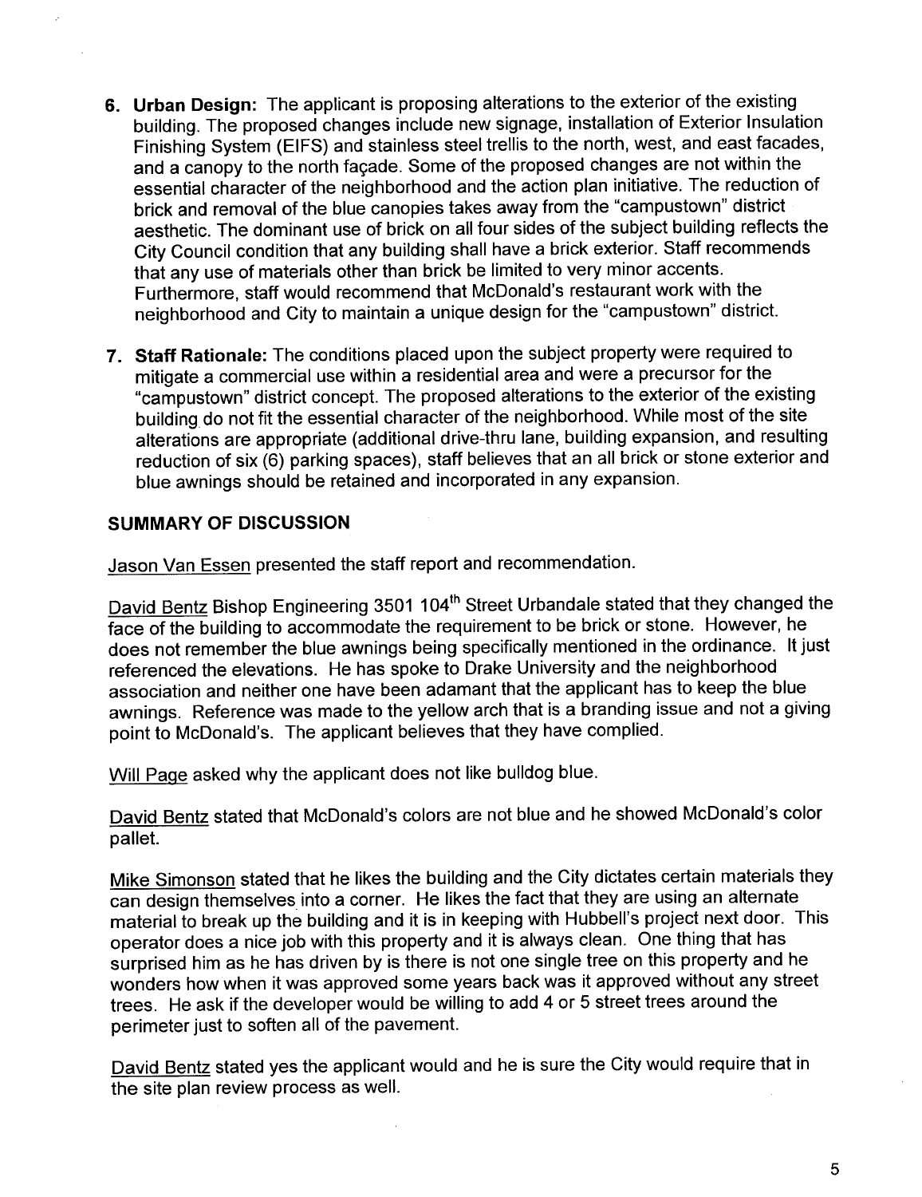6. **Urban Design:** The applicant is proposing alterations to the exterior of the existing building. The proposed changes include new signage, installation of Exterior Insulation Finishing System (EIFS) and stainless steel trellis to the north, west, and east facades, and a canopy to the north façade. Some of the proposed changes are not within the essential character of the neighborhood and the action plan initiative. The reduction of brick and removal of the blue canopies takes away from the "campustown" district aesthetic. The dominant use of brick on all four sides of the subject building reflects the City Council condition that any building shall have a brick exterior. Staff recommends that any use of materials other than brick be limited to very minor accents. Furthermore, staff would recommend that McDonald's restaurant work with the neighborhood and City to maintain a unique design for the "campustown" district.

7. **Staff Rationale:** The conditions placed upon the subject property were required to mitigate a commercial use within a residential area and were a precursor for the "campustown" district concept. The proposed alterations to the exterior of the existing building do not fit the essential character of the neighborhood. While most of the site alterations are appropriate (additional drive-thru lane, building expansion, and resulting reduction of six (6) parking spaces), staff believes that an all brick or stone exterior and blue awnings should be retained and incorporated in any expansion.

**SUMMARY OF DISCUSSION**

Jason Van Essen presented the staff report and recommendation.

David Bentz Bishop Engineering 3501 104th Street Urbandale stated that they changed the face of the building to accommodate the requirement to be brick or stone. However, he does not remember the blue awnings being specifically mentioned in the ordinance. It just referenced the elevations. He has spoke to Drake University and the neighborhood association and neither one have been adamant that the applicant has to keep the blue awnings. Reference was made to the yellow arch that is a branding issue and not a giving point to McDonald's. The applicant believes that they have complied.

Will Page asked why the applicant does not like bulldog blue.

David Bentz stated that McDonald's colors are not blue and he showed McDonald's color pallet.

Mike Simonson stated that he likes the building and the City dictates certain materials they can design themselves into a corner. He likes the fact that they are using an alternate material to break up the building and it is in keeping with Hubbell's project next door. This operator does a nice job with this property and it is always clean. One thing that has surprised him as he has driven by is there is not one single tree on this property and he wonders how when it was approved some years back was it approved without any street trees. He ask if the developer would be willing to add 4 or 5 street trees around the perimeter just to soften all of the pavement.

David Bentz stated yes the applicant would and he is sure the City would require that in the site plan review process as well.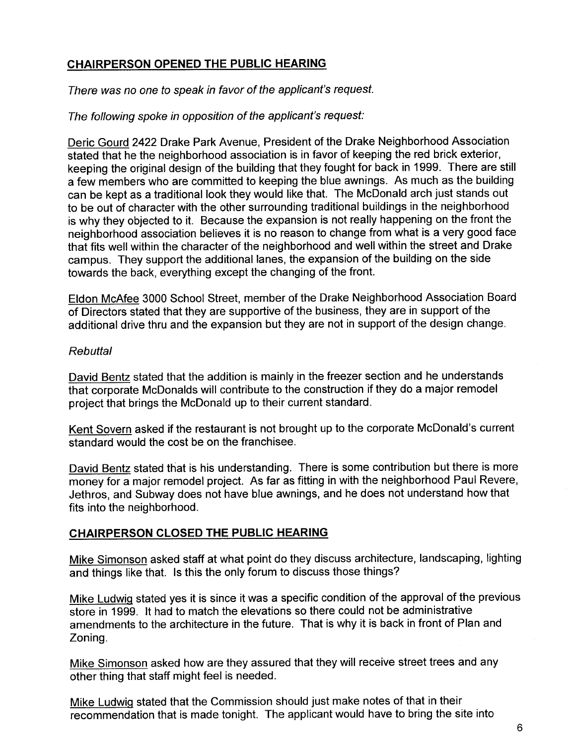**CHAIRPERSON OPENED THE PUBLIC HEARING**

*There was no one to speak in favor of the applicant's request.*

*The following spoke in opposition of the applicant's request:*

Deric Gourd 2422 Drake Park Avenue, President of the Drake Neighborhood Association stated that he the neighborhood association is in favor of keeping the red brick exterior, keeping the original design of the building that they fought for back in 1999. There are still a few members who are committed to keeping the blue awnings. As much as the building can be kept as a traditional look they would like that. The McDonald arch just stands out to be out of character with the other surrounding traditional buildings in the neighborhood is why they objected to it. Because the expansion is not really happening on the front the neighborhood association believes it is no reason to change from what is a very good face that fits well within the character of the neighborhood and well within the street and Drake campus. They support the additional lanes, the expansion of the building on the side towards the back, everything except the changing of the front.

Eldon McAfee 3000 School Street, member of the Drake Neighborhood Association Board of Directors stated that they are supportive of the business, they are in support of the additional drive thru and the expansion but they are not in support of the design change.

*Rebuttal*

David Bentz stated that the addition is mainly in the freezer section and he understands that corporate McDonalds will contribute to the construction if they do a major remodel project that brings the McDonald up to their current standard.

Kent Sovern asked if the restaurant is not brought up to the corporate McDonald's current standard would the cost be on the franchisee.

David Bentz stated that is his understanding. There is some contribution but there is more money for a major remodel project. As far as fitting in with the neighborhood Paul Revere, Jethros, and Subway does not have blue awnings, and he does not understand how that fits into the neighborhood.

**CHAIRPERSON CLOSED THE PUBLIC HEARING**

Mike Simonson asked staff at what point do they discuss architecture, landscaping, lighting and things like that. Is this the only forum to discuss those things?

Mike Ludwig stated yes it is since it was a specific condition of the approval of the previous store in 1999. It had to match the elevations so there could not be administrative amendments to the architecture in the future. That is why it is back in front of Plan and Zoning.

Mike Simonson asked how are they assured that they will receive street trees and any other thing that staff might feel is needed.

Mike Ludwig stated that the Commission should just make notes of that in their recommendation that is made tonight. The applicant would have to bring the site into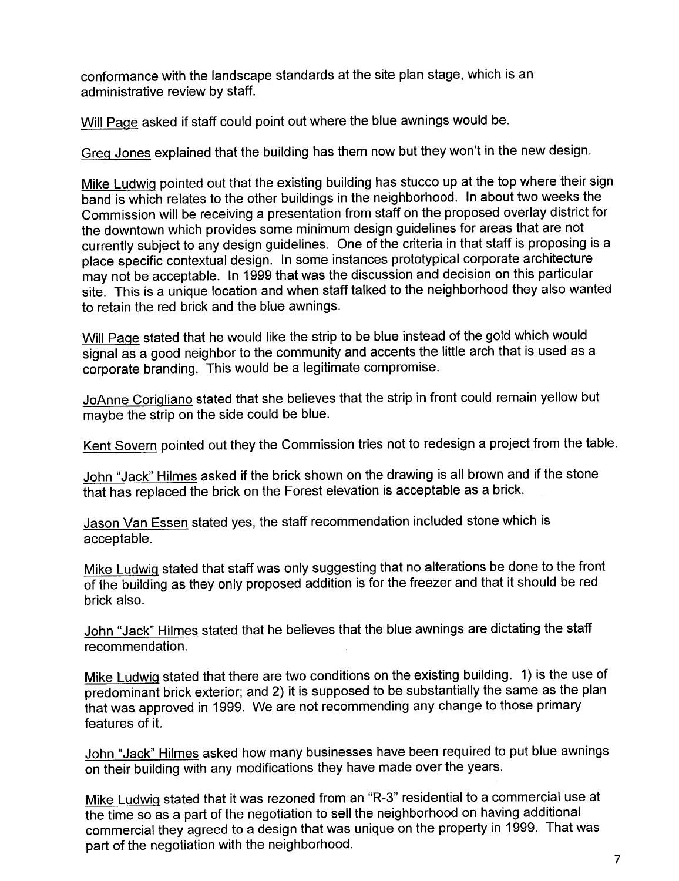conformance with the landscape standards at the site plan stage, which is an administrative review by staff.

Will Page asked if staff could point out where the blue awnings would be.

Greg Jones explained that the building has them now but they won't in the new design.

Mike Ludwig pointed out that the existing building has stucco up at the top where their sign band is which relates to the other buildings in the neighborhood. In about two weeks the Commission will be receiving a presentation from staff on the proposed overlay district for the downtown which provides some minimum design guidelines for areas that are not currently subject to any design guidelines. One of the criteria in that staff is proposing is a place specific contextual design. In some instances prototypical corporate architecture may not be acceptable. In 1999 that was the discussion and decision on this particular site. This is a unique location and when staff talked to the neighborhood they also wanted to retain the red brick and the blue awnings.

Will Page stated that he would like the strip to be blue instead of the gold which would signal as a good neighbor to the community and accents the little arch that is used as a corporate branding. This would be a legitimate compromise.

JoAnne Corigliano stated that she believes that the strip in front could remain yellow but maybe the strip on the side could be blue.

Kent Sovern pointed out they the Commission tries not to redesign a project from the table.

John "Jack" Hilmes asked if the brick shown on the drawing is all brown and if the stone that has replaced the brick on the Forest elevation is acceptable as a brick.

Jason Van Essen stated yes, the staff recommendation included stone which is acceptable.

Mike Ludwig stated that staff was only suggesting that no alterations be done to the front of the building as they only proposed addition is for the freezer and that it should be red brick also.

John "Jack" Hilmes stated that he believes that the blue awnings are dictating the staff recommendation.

Mike Ludwig stated that there are two conditions on the existing building. 1) is the use of predominant brick exterior; and 2) it is supposed to be substantially the same as the plan that was approved in 1999. We are not recommending any change to those primary features of it.

John "Jack" Hilmes asked how many businesses have been required to put blue awnings on their building with any modifications they have made over the years.

Mike Ludwig stated that it was rezoned from an "R-3" residential to a commercial use at the time so as a part of the negotiation to sell the neighborhood on having additional commercial they agreed to a design that was unique on the property in 1999. That was part of the negotiation with the neighborhood.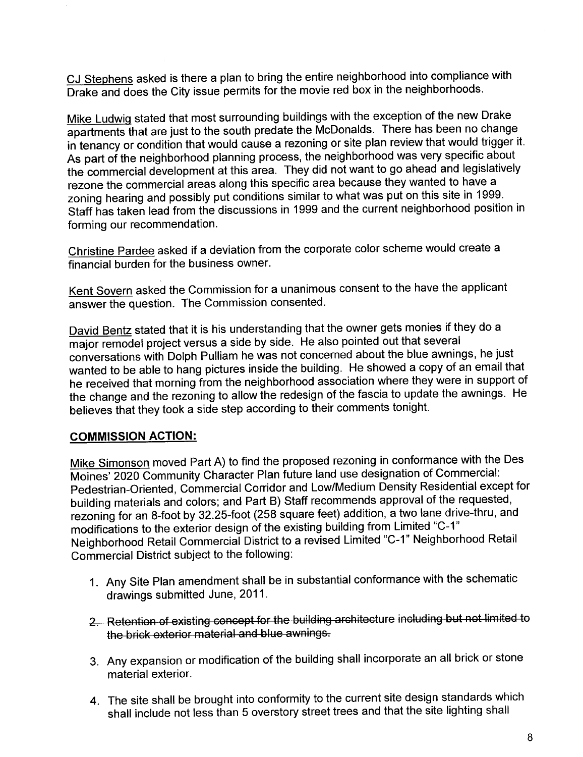CJ Stephens asked is there a plan to bring the entire neighborhood into compliance with Drake and does the City issue permits for the movie red box in the neighborhoods.

Mike Ludwig stated that most surrounding buildings with the exception of the new Drake apartments that are just to the south predate the McDonalds. There has been no change in tenancy or condition that would cause a rezoning or site plan review that would trigger it. As part of the neighborhood planning process, the neighborhood was very specific about the commercial development at this area. They did not want to go ahead and legislatively rezone the commercial areas along this specific area because they wanted to have a zoning hearing and possibly put conditions similar to what was put on this site in 1999. Staff has taken lead from the discussions in 1999 and the current neighborhood position in forming our recommendation.

Christine Pardee asked if a deviation from the corporate color scheme would create a financial burden for the business owner.

Kent Sovern asked the Commission for a unanimous consent to the have the applicant answer the question. The Commission consented.

David Bentz stated that it is his understanding that the owner gets monies if they do a major remodel project versus a side by side. He also pointed out that several conversations with Dolph Pulliam he was not concerned about the blue awnings, he just wanted to be able to hang pictures inside the building. He showed a copy of an email that he received that morning from the neighborhood association where they were in support of the change and the rezoning to allow the redesign of the fascia to update the awnings. He believes that they took a side step according to their comments tonight.

## COMMISSION ACTION:

Mike Simonson moved Part A) to find the proposed rezoning in conformance with the Des Moines' 2020 Community Character Plan future land use designation of Commercial: Pedestrian-Oriented, Commercial Corridor and Low/Medium Density Residential except for building materials and colors; and Part B) Staff recommends approval of the requested, rezoning for an 8-foot by 32.25-foot (258 square feet) addition, a two lane drive-thru, and modifications to the exterior design of the existing building from Limited "C-1" Neighborhood Retail Commercial District to a revised Limited "C-1" Neighborhood Retail Commercial District subject to the following:

1. Any Site Plan amendment shall be in substantial conformance with the schematic drawings submitted June, 2011.

2. ~~Retention of existing concept for the building architecture including but not limited to the brick exterior material and blue awnings.~~

3. Any expansion or modification of the building shall incorporate an all brick or stone material exterior.

4. The site shall be brought into conformity to the current site design standards which shall include not less than 5 overstory street trees and that the site lighting shall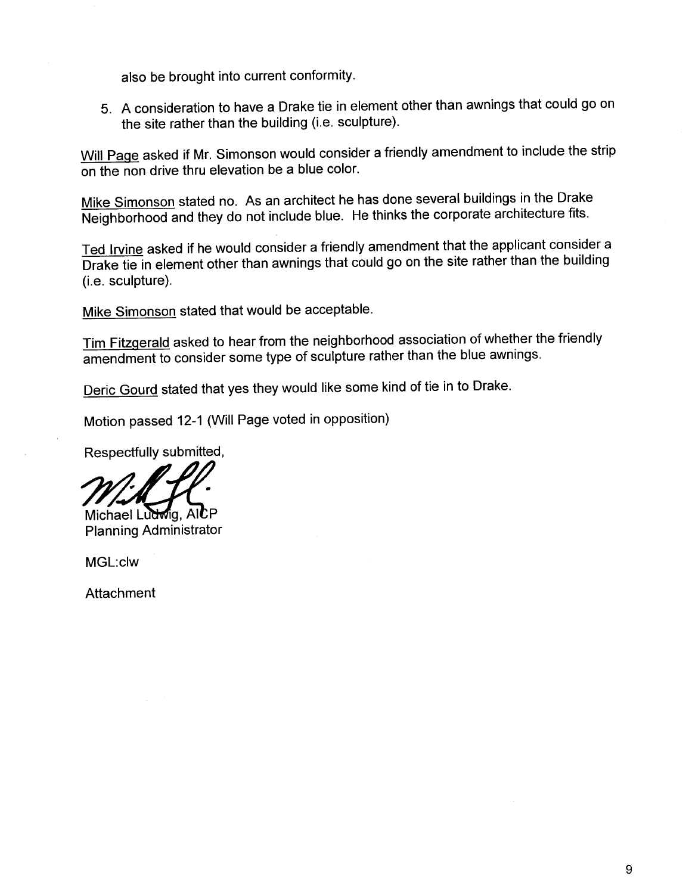also be brought into current conformity.

5. A consideration to have a Drake tie in element other than awnings that could go on the site rather than the building (i.e. sculpture).

Will Page asked if Mr. Simonson would consider a friendly amendment to include the strip on the non drive thru elevation be a blue color.

Mike Simonson stated no. As an architect he has done several buildings in the Drake Neighborhood and they do not include blue. He thinks the corporate architecture fits.

Ted Irvine asked if he would consider a friendly amendment that the applicant consider a Drake tie in element other than awnings that could go on the site rather than the building (i.e. sculpture).

Mike Simonson stated that would be acceptable.

Tim Fitzgerald asked to hear from the neighborhood association of whether the friendly amendment to consider some type of sculpture rather than the blue awnings.

Deric Gourd stated that yes they would like some kind of tie in to Drake.

Motion passed 12-1 (Will Page voted in opposition)

Respectfully submitted,

Michael Ludwig, AICP
Planning Administrator

MGL:clw

Attachment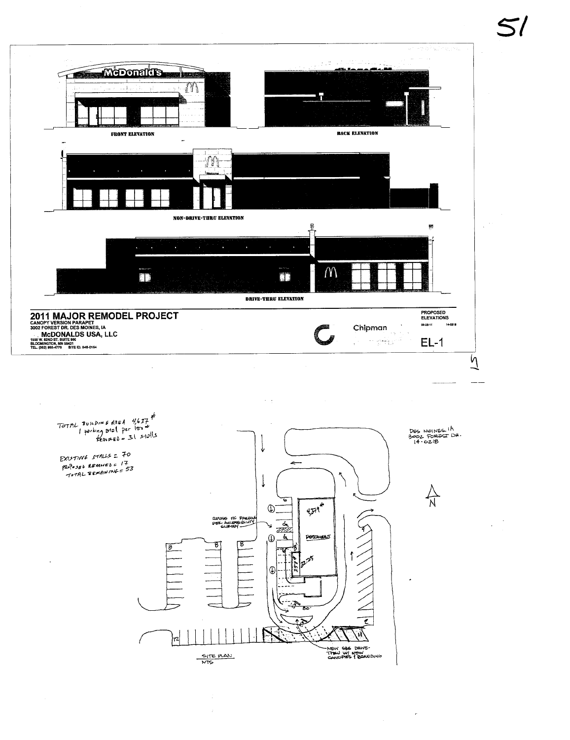FRONT ELEVATION

BACK ELEVATION

NON-DRIVE-THRU ELEVATION

DRIVE-THRU ELEVATION

## 2011 MAJOR REMODEL PROJECT

CANOPY VERSION PARAPET
3002 FOREST DR. DES MOINES, IA

**McDONALDS USA, LLC**
1650 W. 82ND ST. SUITE 900
BLOOMINGTON, MN 55431
TEL. (952) 885-4770 SITE ID. 048-0154

PROPOSED ELEVATIONS
08-25-11 14-0218

Chipman

EL-1

TOTAL BUILDING AREA 4,637 #
1 parking stall per 150 #
REQUIRED = 31 stalls

EXISTING STALLS = 70
PROPOSED REMOVED = 17
TOTAL REMAINING = 53

DES MOINES, IA
3002 FOREST DR.
14-0218

N

4,379 #

RESTAURANT

REVISE HC PARKING PER ACCESSIBILITY SURVEY

22.25

NEW SBS DRIVE-THRU W/ NEW CANOPIES & BRANDING

SITE PLAN
NTS